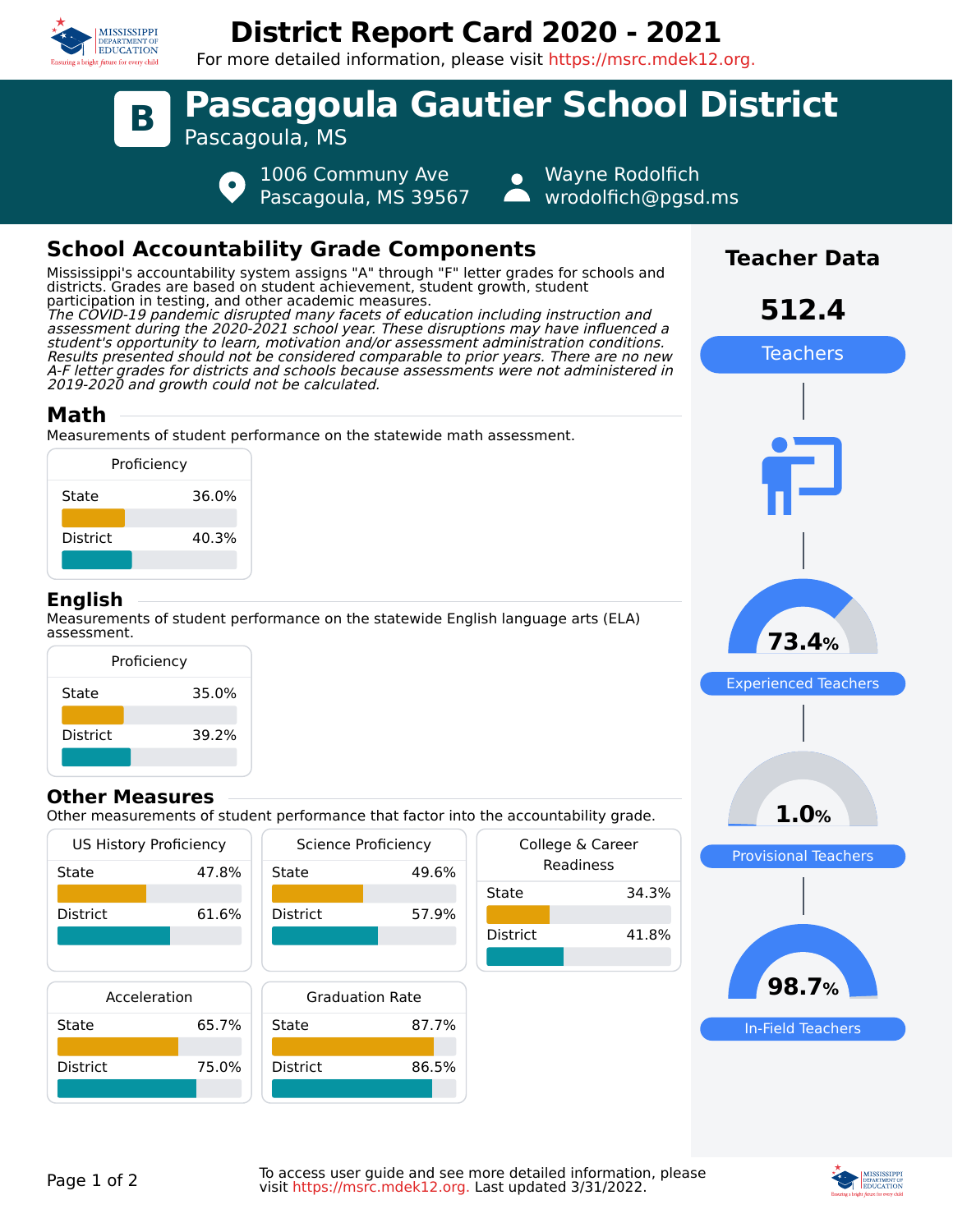# District Report Card 2020 - 2021

For more detailed information, please visit https://msrc.mdek12.org.

# B Pascagoula Gautier School District

Pascagoula, MS

1006 Communy Ave
Pascagoula, MS 39567

Wayne Rodolfich
wrodolfich@pgsd.ms

## School Accountability Grade Components

Mississippi's accountability system assigns "A" through "F" letter grades for schools and districts. Grades are based on student achievement, student growth, student participation in testing, and other academic measures.

*The COVID-19 pandemic disrupted many facets of education including instruction and assessment during the 2020-2021 school year. These disruptions may have influenced a student's opportunity to learn, motivation and/or assessment administration conditions. Results presented should not be considered comparable to prior years. There are no new A-F letter grades for districts and schools because assessments were not administered in 2019-2020 and growth could not be calculated.*

### Math

Measurements of student performance on the statewide math assessment.

| Proficiency | |
|---|---|
| State | 36.0% |
| District | 40.3% |

### English

Measurements of student performance on the statewide English language arts (ELA) assessment.

| Proficiency | |
|---|---|
| State | 35.0% |
| District | 39.2% |

### Other Measures

Other measurements of student performance that factor into the accountability grade.

| Measure | State | District |
|---|---|---|
| US History Proficiency | 47.8% | 61.6% |
| Science Proficiency | 49.6% | 57.9% |
| College & Career Readiness | 34.3% | 41.8% |
| Acceleration | 65.7% | 75.0% |
| Graduation Rate | 87.7% | 86.5% |

## Teacher Data

**512.4** Teachers

**73.4%** Experienced Teachers

**1.0%** Provisional Teachers

**98.7%** In-Field Teachers

To access user guide and see more detailed information, please visit https://msrc.mdek12.org. Last updated 3/31/2022.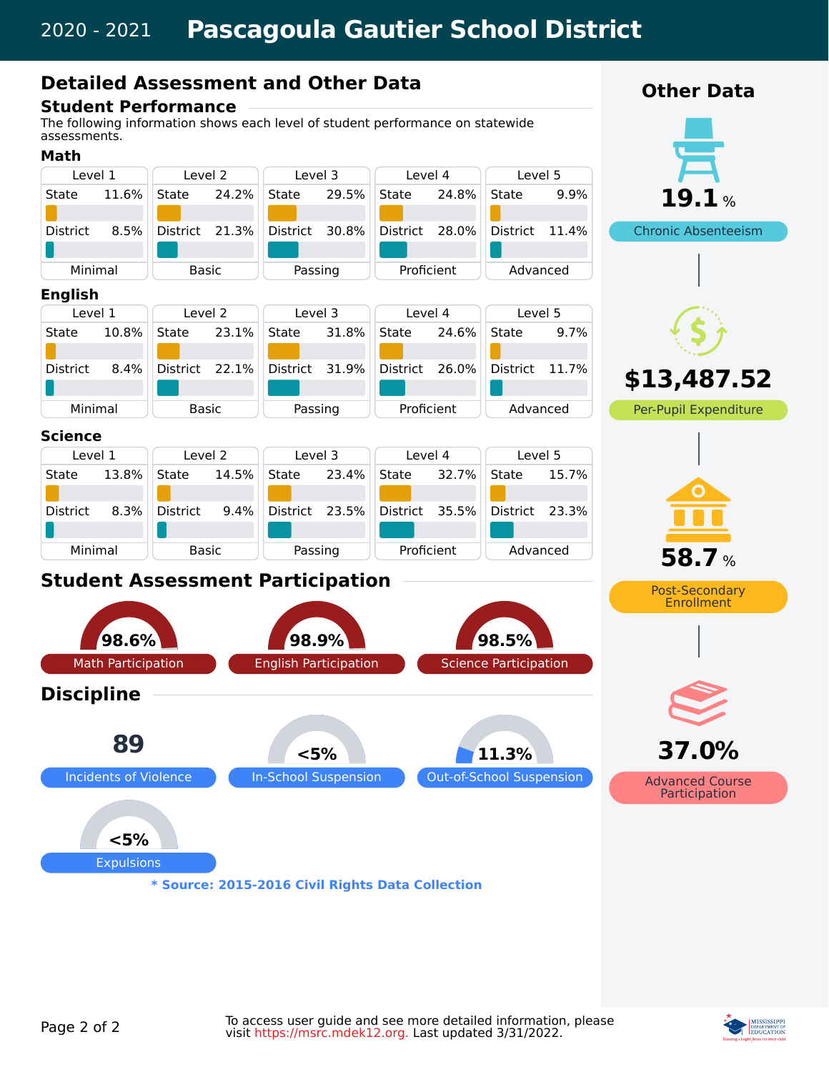2020 - 2021 **Pascagoula Gautier School District**

# Detailed Assessment and Other Data

## Student Performance

The following information shows each level of student performance on statewide assessments.

### Math

| | Level 1 | Level 2 | Level 3 | Level 4 | Level 5 |
|---|---|---|---|---|---|
| State | 11.6% | 24.2% | 29.5% | 24.8% | 9.9% |
| District | 8.5% | 21.3% | 30.8% | 28.0% | 11.4% |
| | Minimal | Basic | Passing | Proficient | Advanced |

### English

| | Level 1 | Level 2 | Level 3 | Level 4 | Level 5 |
|---|---|---|---|---|---|
| State | 10.8% | 23.1% | 31.8% | 24.6% | 9.7% |
| District | 8.4% | 22.1% | 31.9% | 26.0% | 11.7% |
| | Minimal | Basic | Passing | Proficient | Advanced |

### Science

| | Level 1 | Level 2 | Level 3 | Level 4 | Level 5 |
|---|---|---|---|---|---|
| State | 13.8% | 14.5% | 23.4% | 32.7% | 15.7% |
| District | 8.3% | 9.4% | 23.5% | 35.5% | 23.3% |
| | Minimal | Basic | Passing | Proficient | Advanced |

## Student Assessment Participation

98.6%
Math Participation

98.9%
English Participation

98.5%
Science Participation

## Discipline

89
Incidents of Violence

<5%
In-School Suspension

11.3%
Out-of-School Suspension

<5%
Expulsions

*** Source: 2015-2016 Civil Rights Data Collection**

## Other Data

**19.1** %
Chronic Absenteeism

**$13,487.52**
Per-Pupil Expenditure

**58.7** %
Post-Secondary Enrollment

**37.0%**
Advanced Course Participation

To access user guide and see more detailed information, please visit https://msrc.mdek12.org. Last updated 3/31/2022.